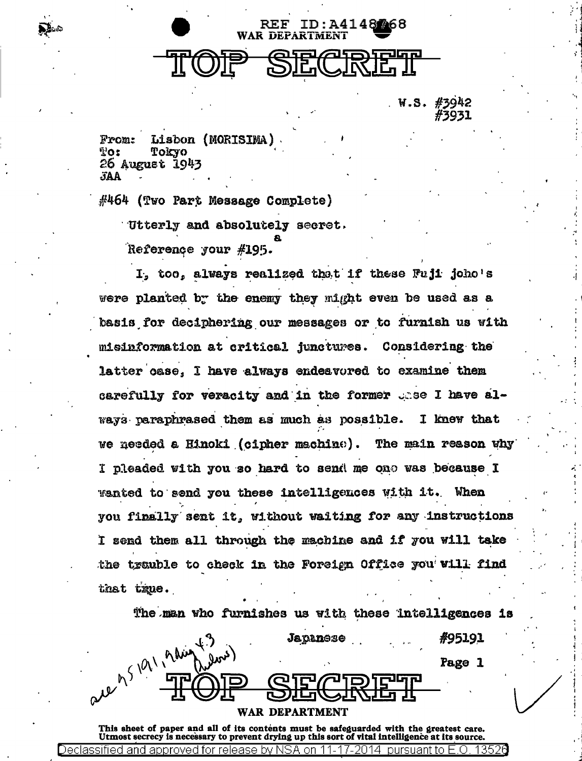REF ID:A4148768
WAR DEPARTMENT

# TOP SECRET

W.S. #3942
#3931

From: Lisbon (MORISIMA)
To: Tokyo
26 August 1943
JAA

#464 (Two Part Message Complete)

Utterly and absolutely secret.

Reference your #195.

I, too, always realized that if these Fuji joho's were planted by the enemy they might even be used as a basis for deciphering our messages or to furnish us with misinformation at critical junctures. Considering the latter case, I have always endeavored to examine them carefully for veracity and in the former case I have always paraphrased them as much as possible. I knew that we needed a Hinoki (cipher machine). The main reason why I pleaded with you so hard to send me one was because I wanted to send you these intelligences with it. When you finally sent it, without waiting for any instructions I send them all through the machine and if you will take the trouble to check in the Foreign Office you will find that true.

The man who furnishes us with these intelligences is

Japanese #95191

see 95191, 9 Aug 43 (below)

# TOP SECRET

WAR DEPARTMENT

This sheet of paper and all of its contents must be safeguarded with the greatest care. Utmost secrecy is necessary to prevent drying up this sort of vital intelligence at its source.

Declassified and approved for release by NSA on 11-17-2014 pursuant to E.O. 13526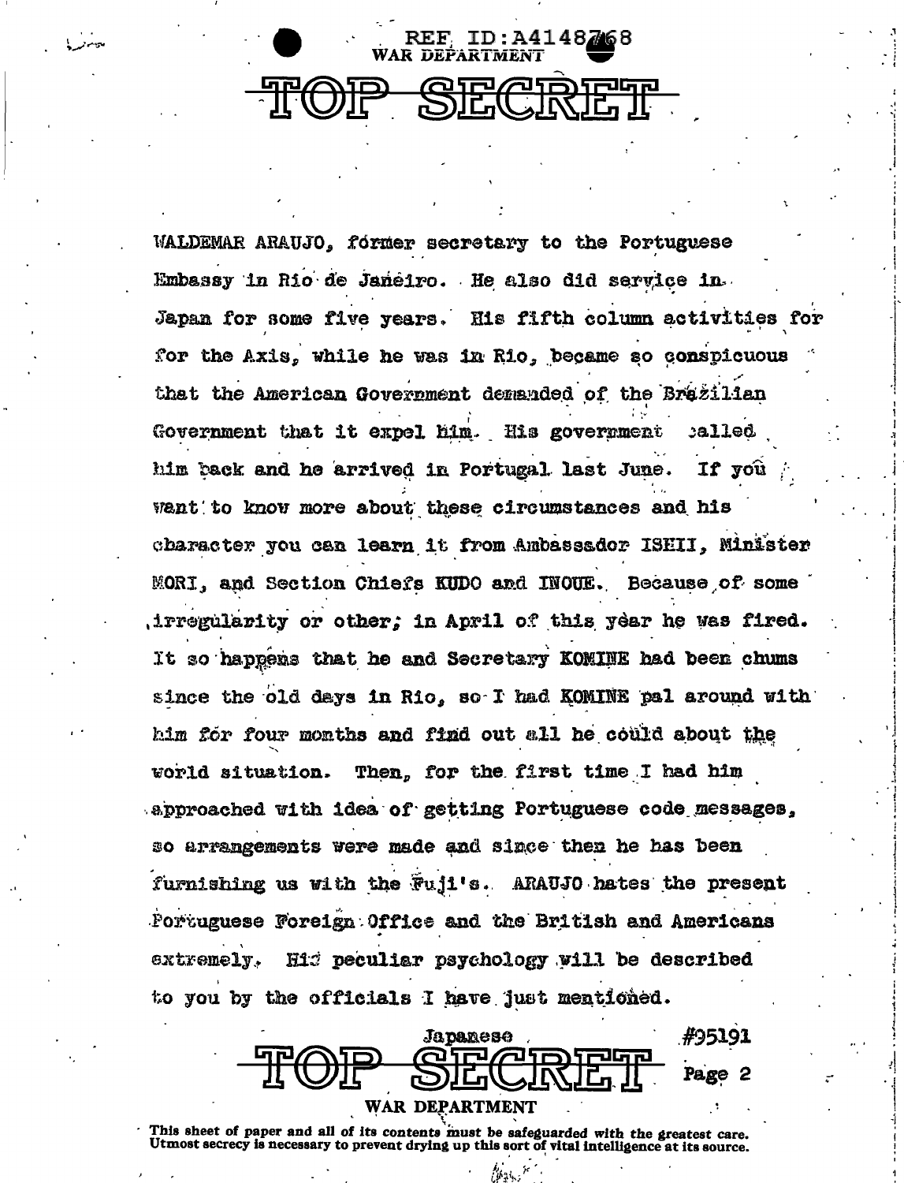WALDEMAR ARAUJO, former secretary to the Portuguese Embassy in Rio de Janeiro. He also did service in Japan for some five years. His fifth column activities for for the Axis, while he was in Rio, became so conspicuous that the American Government demanded of the Brazilian Government that it expel him. His government called him back and he arrived in Portugal last June. If you want to know more about these circumstances and his character you can learn it from Ambassador ISHII, Minister MORI, and Section Chiefs KUDO and INOUE. Because of some irregularity or other; in April of this year he was fired. It so happens that he and Secretary KOMINE had been chums since the old days in Rio, so I had KOMINE pal around with him for four months and find out all he could about the world situation. Then, for the first time I had him approached with idea of getting Portuguese code messages, so arrangements were made and since then he has been furnishing us with the Fuji's. ARAUJO hates the present Portuguese Foreign Office and the British and Americans extremely. His peculiar psychology will be described to you by the officials I have just mentioned.

Japanese #95191

This sheet of paper and all of its contents must be safeguarded with the greatest care. Utmost secrecy is necessary to prevent drying up this sort of vital intelligence at its source.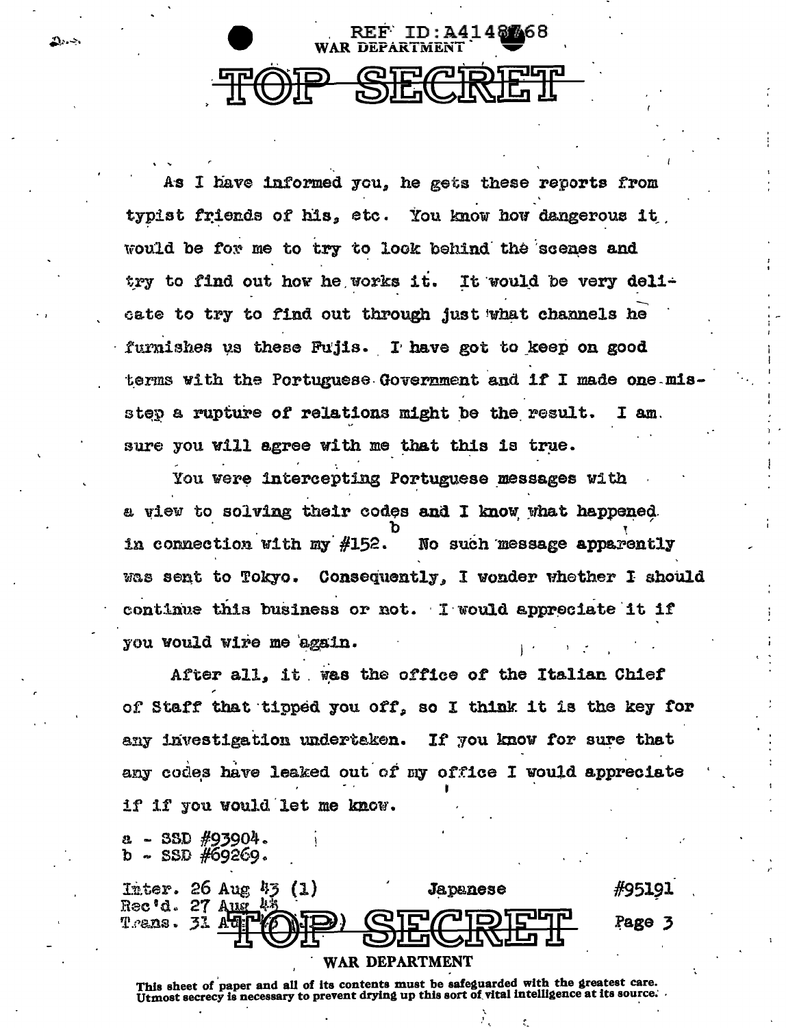REF ID:A4148768
WAR DEPARTMENT

# TOP SECRET

As I have informed you, he gets these reports from typist friends of his, etc. You know how dangerous it would be for me to try to look behind the scenes and try to find out how he works it. It would be very delicate to try to find out through just what channels he furnishes us these Fujis. I have got to keep on good terms with the Portuguese Government and if I made one misstep a rupture of relations might be the result. I am sure you will agree with me that this is true.

You were intercepting Portuguese messages with a view to solving their codes and I know what happened in connection with my #152.[b] No such message apparently was sent to Tokyo. Consequently, I wonder whether I should continue this business or not. I would appreciate it if you would wire me again.

After all, it was the office of the Italian Chief of Staff that tipped you off, so I think it is the key for any investigation undertaken. If you know for sure that any codes have leaked out of my office I would appreciate if if you would let me know.

a - SSD #93904.
b - SSD #69269.

Inter. 26 Aug 43 (1) Japanese #95191
Rec'd. 27 Aug 43
Trans. 31 Aug 43 Page 3

TOP SECRET
WAR DEPARTMENT

This sheet of paper and all of its contents must be safeguarded with the greatest care. Utmost secrecy is necessary to prevent drying up this sort of vital intelligence at its source.